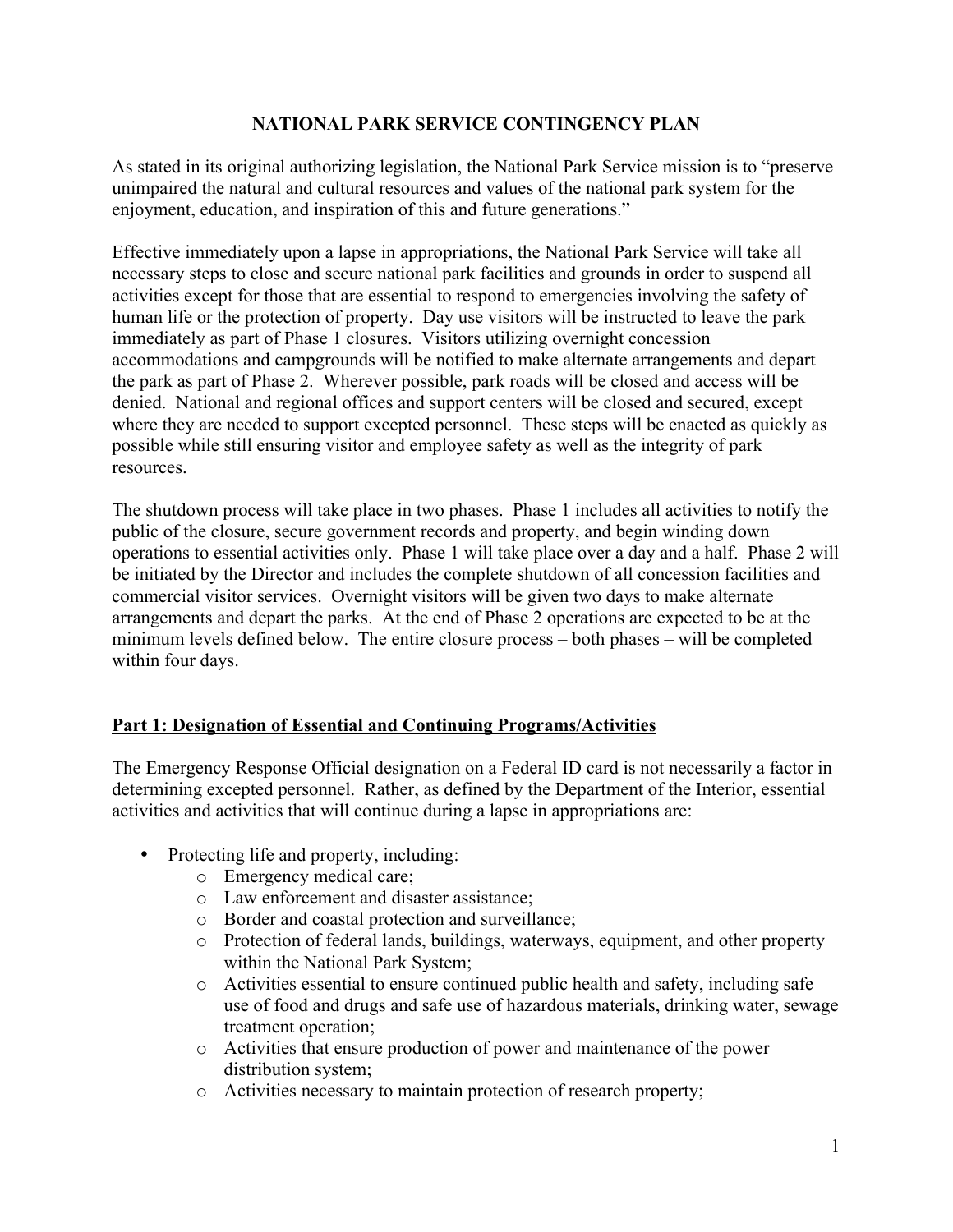# NATIONAL PARK SERVICE CONTINGENCY PLAN

As stated in its original authorizing legislation, the National Park Service mission is to "preserve unimpaired the natural and cultural resources and values of the national park system for the enjoyment, education, and inspiration of this and future generations."

Effective immediately upon a lapse in appropriations, the National Park Service will take all necessary steps to close and secure national park facilities and grounds in order to suspend all activities except for those that are essential to respond to emergencies involving the safety of human life or the protection of property. Day use visitors will be instructed to leave the park immediately as part of Phase 1 closures. Visitors utilizing overnight concession accommodations and campgrounds will be notified to make alternate arrangements and depart the park as part of Phase 2. Wherever possible, park roads will be closed and access will be denied. National and regional offices and support centers will be closed and secured, except where they are needed to support excepted personnel. These steps will be enacted as quickly as possible while still ensuring visitor and employee safety as well as the integrity of park resources.

The shutdown process will take place in two phases. Phase 1 includes all activities to notify the public of the closure, secure government records and property, and begin winding down operations to essential activities only. Phase 1 will take place over a day and a half. Phase 2 will be initiated by the Director and includes the complete shutdown of all concession facilities and commercial visitor services. Overnight visitors will be given two days to make alternate arrangements and depart the parks. At the end of Phase 2 operations are expected to be at the minimum levels defined below. The entire closure process – both phases – will be completed within four days.

## Part 1: Designation of Essential and Continuing Programs/Activities

The Emergency Response Official designation on a Federal ID card is not necessarily a factor in determining excepted personnel. Rather, as defined by the Department of the Interior, essential activities and activities that will continue during a lapse in appropriations are:

- Protecting life and property, including:
  - Emergency medical care;
  - Law enforcement and disaster assistance;
  - Border and coastal protection and surveillance;
  - Protection of federal lands, buildings, waterways, equipment, and other property within the National Park System;
  - Activities essential to ensure continued public health and safety, including safe use of food and drugs and safe use of hazardous materials, drinking water, sewage treatment operation;
  - Activities that ensure production of power and maintenance of the power distribution system;
  - Activities necessary to maintain protection of research property;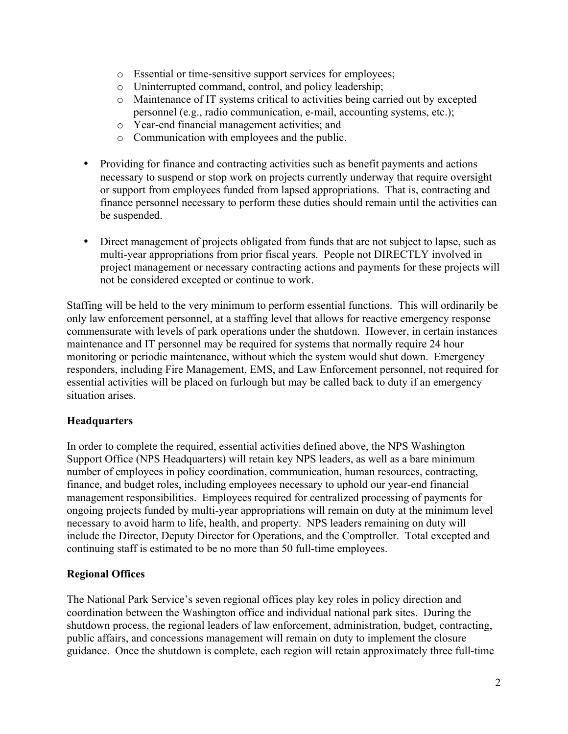- Essential or time-sensitive support services for employees;
  - Uninterrupted command, control, and policy leadership;
  - Maintenance of IT systems critical to activities being carried out by excepted personnel (e.g., radio communication, e-mail, accounting systems, etc.);
  - Year-end financial management activities; and
  - Communication with employees and the public.

- Providing for finance and contracting activities such as benefit payments and actions necessary to suspend or stop work on projects currently underway that require oversight or support from employees funded from lapsed appropriations. That is, contracting and finance personnel necessary to perform these duties should remain until the activities can be suspended.

- Direct management of projects obligated from funds that are not subject to lapse, such as multi-year appropriations from prior fiscal years. People not DIRECTLY involved in project management or necessary contracting actions and payments for these projects will not be considered excepted or continue to work.

Staffing will be held to the very minimum to perform essential functions. This will ordinarily be only law enforcement personnel, at a staffing level that allows for reactive emergency response commensurate with levels of park operations under the shutdown. However, in certain instances maintenance and IT personnel may be required for systems that normally require 24 hour monitoring or periodic maintenance, without which the system would shut down. Emergency responders, including Fire Management, EMS, and Law Enforcement personnel, not required for essential activities will be placed on furlough but may be called back to duty if an emergency situation arises.

**Headquarters**

In order to complete the required, essential activities defined above, the NPS Washington Support Office (NPS Headquarters) will retain key NPS leaders, as well as a bare minimum number of employees in policy coordination, communication, human resources, contracting, finance, and budget roles, including employees necessary to uphold our year-end financial management responsibilities. Employees required for centralized processing of payments for ongoing projects funded by multi-year appropriations will remain on duty at the minimum level necessary to avoid harm to life, health, and property. NPS leaders remaining on duty will include the Director, Deputy Director for Operations, and the Comptroller. Total excepted and continuing staff is estimated to be no more than 50 full-time employees.

**Regional Offices**

The National Park Service's seven regional offices play key roles in policy direction and coordination between the Washington office and individual national park sites. During the shutdown process, the regional leaders of law enforcement, administration, budget, contracting, public affairs, and concessions management will remain on duty to implement the closure guidance. Once the shutdown is complete, each region will retain approximately three full-time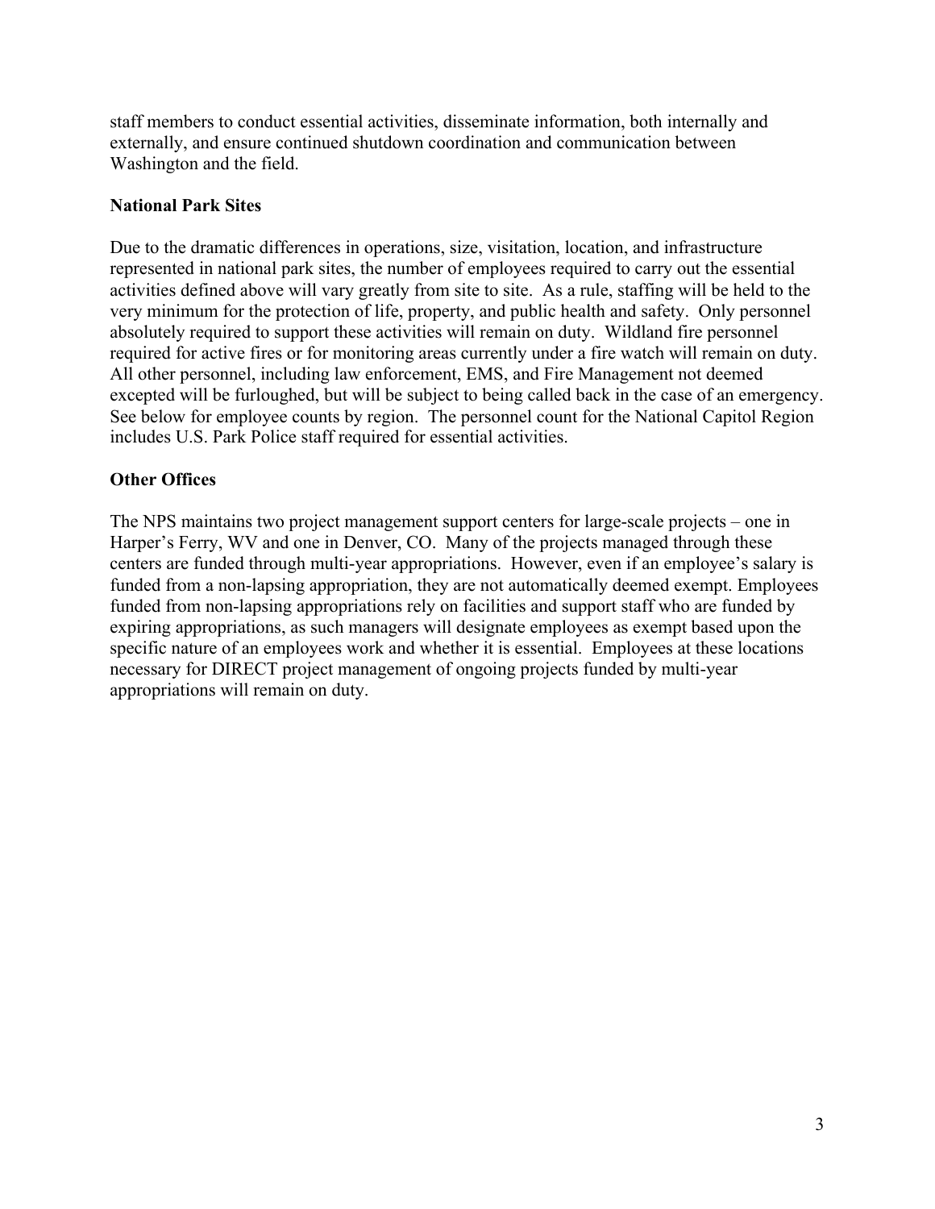staff members to conduct essential activities, disseminate information, both internally and externally, and ensure continued shutdown coordination and communication between Washington and the field.

**National Park Sites**

Due to the dramatic differences in operations, size, visitation, location, and infrastructure represented in national park sites, the number of employees required to carry out the essential activities defined above will vary greatly from site to site. As a rule, staffing will be held to the very minimum for the protection of life, property, and public health and safety. Only personnel absolutely required to support these activities will remain on duty. Wildland fire personnel required for active fires or for monitoring areas currently under a fire watch will remain on duty. All other personnel, including law enforcement, EMS, and Fire Management not deemed excepted will be furloughed, but will be subject to being called back in the case of an emergency. See below for employee counts by region. The personnel count for the National Capitol Region includes U.S. Park Police staff required for essential activities.

**Other Offices**

The NPS maintains two project management support centers for large-scale projects – one in Harper's Ferry, WV and one in Denver, CO. Many of the projects managed through these centers are funded through multi-year appropriations. However, even if an employee's salary is funded from a non-lapsing appropriation, they are not automatically deemed exempt. Employees funded from non-lapsing appropriations rely on facilities and support staff who are funded by expiring appropriations, as such managers will designate employees as exempt based upon the specific nature of an employees work and whether it is essential. Employees at these locations necessary for DIRECT project management of ongoing projects funded by multi-year appropriations will remain on duty.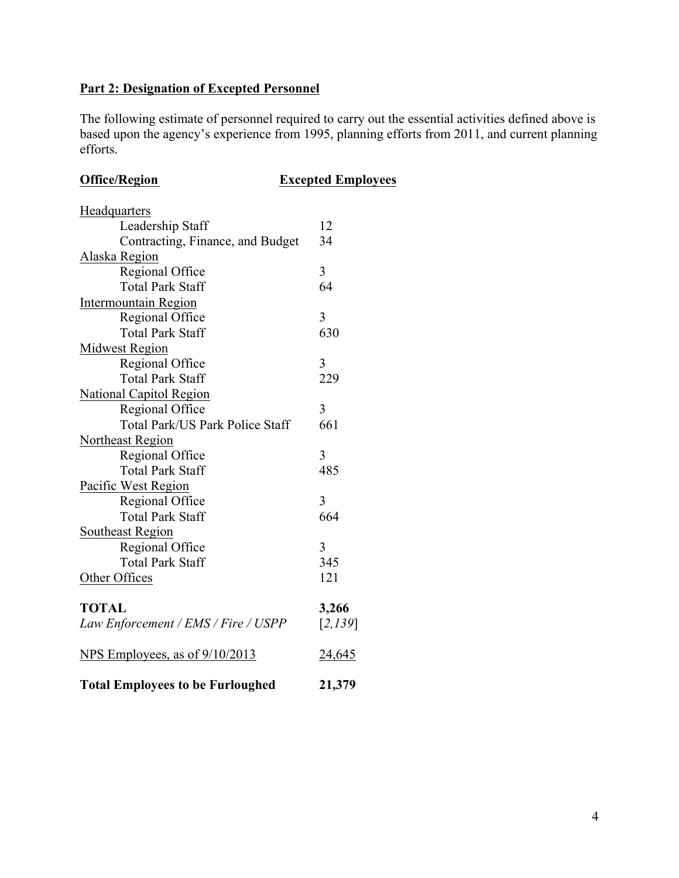**Part 2: Designation of Excepted Personnel**

The following estimate of personnel required to carry out the essential activities defined above is based upon the agency's experience from 1995, planning efforts from 2011, and current planning efforts.

| Office/Region | Excepted Employees |
|---|---|
| Headquarters | |
| Leadership Staff | 12 |
| Contracting, Finance, and Budget | 34 |
| Alaska Region | |
| Regional Office | 3 |
| Total Park Staff | 64 |
| Intermountain Region | |
| Regional Office | 3 |
| Total Park Staff | 630 |
| Midwest Region | |
| Regional Office | 3 |
| Total Park Staff | 229 |
| National Capitol Region | |
| Regional Office | 3 |
| Total Park/US Park Police Staff | 661 |
| Northeast Region | |
| Regional Office | 3 |
| Total Park Staff | 485 |
| Pacific West Region | |
| Regional Office | 3 |
| Total Park Staff | 664 |
| Southeast Region | |
| Regional Office | 3 |
| Total Park Staff | 345 |
| Other Offices | 121 |
| **TOTAL** | **3,266** |
| *Law Enforcement / EMS / Fire / USPP* | [*2,139*] |
| NPS Employees, as of 9/10/2013 | 24,645 |
| **Total Employees to be Furloughed** | **21,379** |